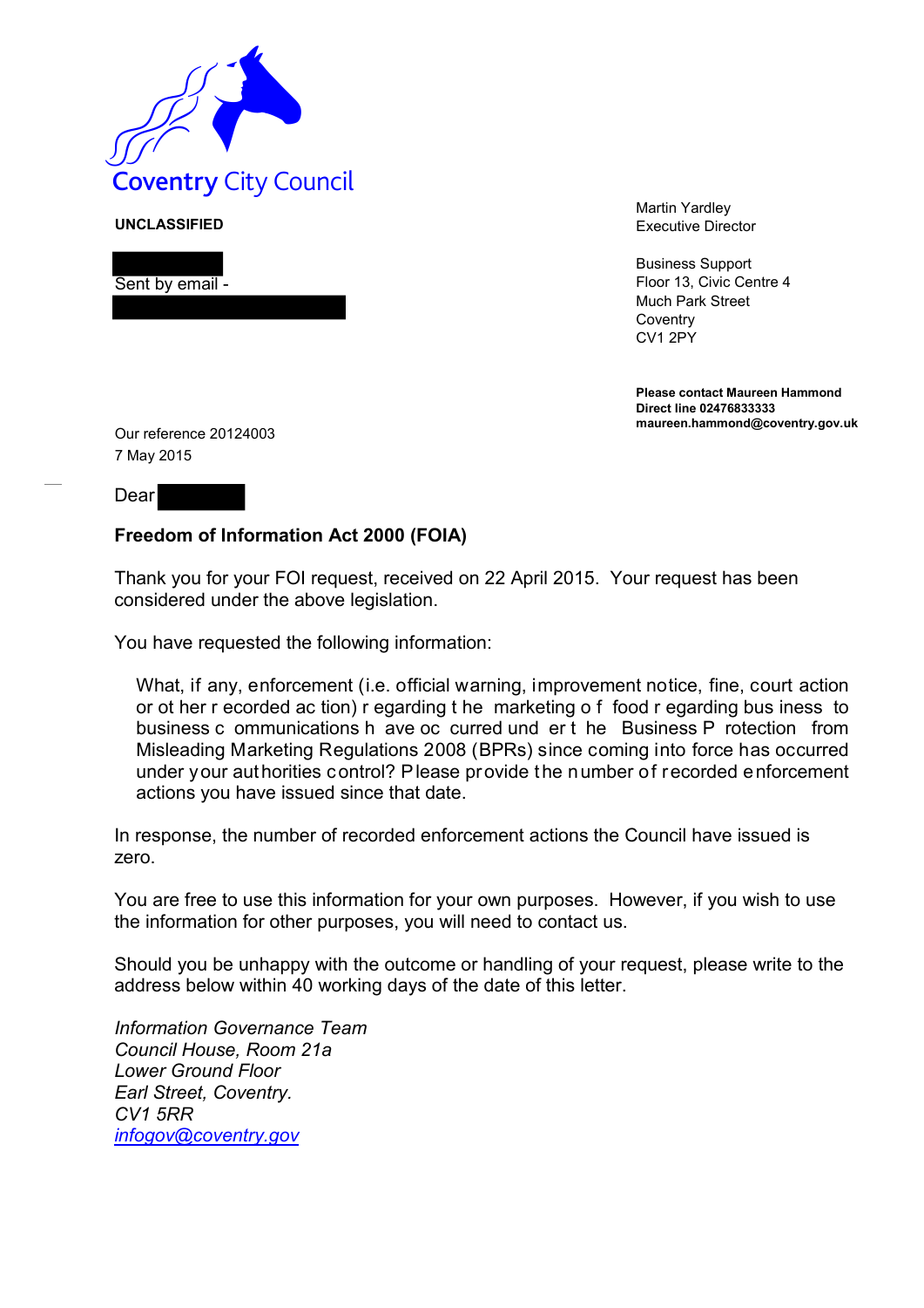Coventry City Council

**UNCLASSIFIED**

Sent by email -

Martin Yardley
Executive Director

Business Support
Floor 13, Civic Centre 4
Much Park Street
Coventry
CV1 2PY

**Please contact Maureen Hammond**
**Direct line 02476833333**
**maureen.hammond@coventry.gov.uk**

Our reference 20124003
7 May 2015

Dear

**Freedom of Information Act 2000 (FOIA)**

Thank you for your FOI request, received on 22 April 2015. Your request has been considered under the above legislation.

You have requested the following information:

> What, if any, enforcement (i.e. official warning, improvement notice, fine, court action or other recorded action) regarding the marketing of food regarding business to business communications have occurred under the Business Protection from Misleading Marketing Regulations 2008 (BPRs) since coming into force has occurred under your authorities control? Please provide the number of recorded enforcement actions you have issued since that date.

In response, the number of recorded enforcement actions the Council have issued is zero.

You are free to use this information for your own purposes. However, if you wish to use the information for other purposes, you will need to contact us.

Should you be unhappy with the outcome or handling of your request, please write to the address below within 40 working days of the date of this letter.

*Information Governance Team*
*Council House, Room 21a*
*Lower Ground Floor*
*Earl Street, Coventry.*
*CV1 5RR*
*infogov@coventry.gov*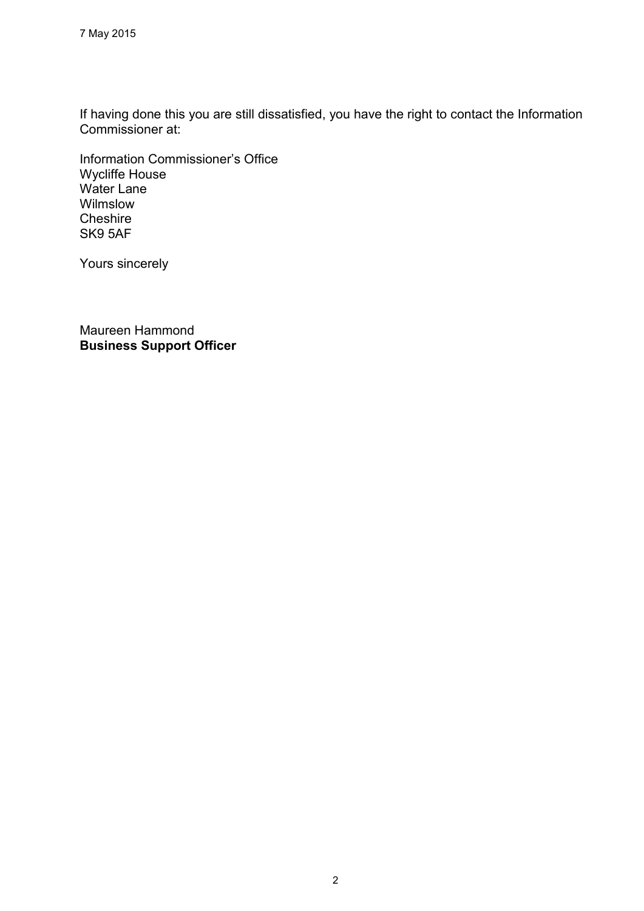7 May 2015

If having done this you are still dissatisfied, you have the right to contact the Information Commissioner at:

Information Commissioner's Office
Wycliffe House
Water Lane
Wilmslow
Cheshire
SK9 5AF

Yours sincerely

Maureen Hammond
**Business Support Officer**